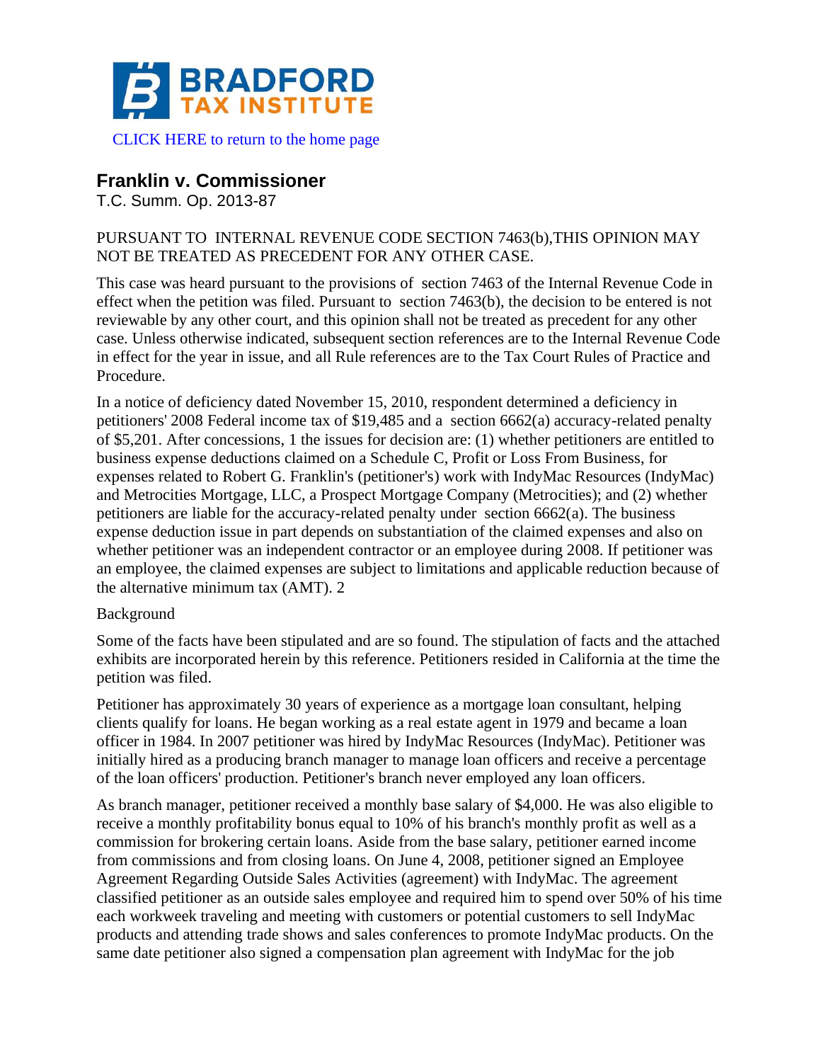BRADFORD TAX INSTITUTE

CLICK HERE to return to the home page

## Franklin v. Commissioner

T.C. Summ. Op. 2013-87

PURSUANT TO INTERNAL REVENUE CODE SECTION 7463(b),THIS OPINION MAY NOT BE TREATED AS PRECEDENT FOR ANY OTHER CASE.

This case was heard pursuant to the provisions of section 7463 of the Internal Revenue Code in effect when the petition was filed. Pursuant to section 7463(b), the decision to be entered is not reviewable by any other court, and this opinion shall not be treated as precedent for any other case. Unless otherwise indicated, subsequent section references are to the Internal Revenue Code in effect for the year in issue, and all Rule references are to the Tax Court Rules of Practice and Procedure.

In a notice of deficiency dated November 15, 2010, respondent determined a deficiency in petitioners' 2008 Federal income tax of $19,485 and a section 6662(a) accuracy-related penalty of $5,201. After concessions, 1 the issues for decision are: (1) whether petitioners are entitled to business expense deductions claimed on a Schedule C, Profit or Loss From Business, for expenses related to Robert G. Franklin's (petitioner's) work with IndyMac Resources (IndyMac) and Metrocities Mortgage, LLC, a Prospect Mortgage Company (Metrocities); and (2) whether petitioners are liable for the accuracy-related penalty under section 6662(a). The business expense deduction issue in part depends on substantiation of the claimed expenses and also on whether petitioner was an independent contractor or an employee during 2008. If petitioner was an employee, the claimed expenses are subject to limitations and applicable reduction because of the alternative minimum tax (AMT). 2

Background

Some of the facts have been stipulated and are so found. The stipulation of facts and the attached exhibits are incorporated herein by this reference. Petitioners resided in California at the time the petition was filed.

Petitioner has approximately 30 years of experience as a mortgage loan consultant, helping clients qualify for loans. He began working as a real estate agent in 1979 and became a loan officer in 1984. In 2007 petitioner was hired by IndyMac Resources (IndyMac). Petitioner was initially hired as a producing branch manager to manage loan officers and receive a percentage of the loan officers' production. Petitioner's branch never employed any loan officers.

As branch manager, petitioner received a monthly base salary of $4,000. He was also eligible to receive a monthly profitability bonus equal to 10% of his branch's monthly profit as well as a commission for brokering certain loans. Aside from the base salary, petitioner earned income from commissions and from closing loans. On June 4, 2008, petitioner signed an Employee Agreement Regarding Outside Sales Activities (agreement) with IndyMac. The agreement classified petitioner as an outside sales employee and required him to spend over 50% of his time each workweek traveling and meeting with customers or potential customers to sell IndyMac products and attending trade shows and sales conferences to promote IndyMac products. On the same date petitioner also signed a compensation plan agreement with IndyMac for the job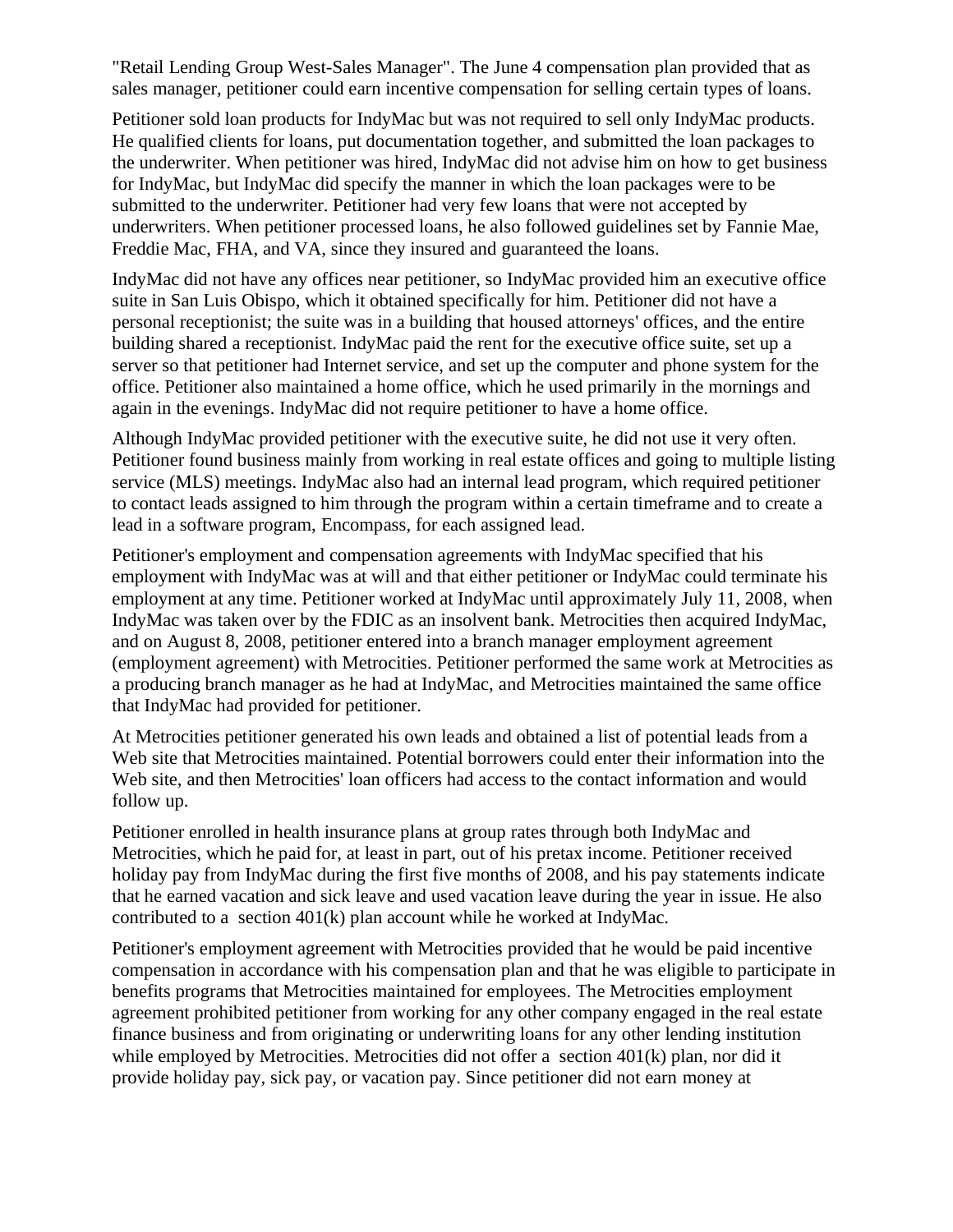"Retail Lending Group West-Sales Manager". The June 4 compensation plan provided that as sales manager, petitioner could earn incentive compensation for selling certain types of loans.

Petitioner sold loan products for IndyMac but was not required to sell only IndyMac products. He qualified clients for loans, put documentation together, and submitted the loan packages to the underwriter. When petitioner was hired, IndyMac did not advise him on how to get business for IndyMac, but IndyMac did specify the manner in which the loan packages were to be submitted to the underwriter. Petitioner had very few loans that were not accepted by underwriters. When petitioner processed loans, he also followed guidelines set by Fannie Mae, Freddie Mac, FHA, and VA, since they insured and guaranteed the loans.

IndyMac did not have any offices near petitioner, so IndyMac provided him an executive office suite in San Luis Obispo, which it obtained specifically for him. Petitioner did not have a personal receptionist; the suite was in a building that housed attorneys' offices, and the entire building shared a receptionist. IndyMac paid the rent for the executive office suite, set up a server so that petitioner had Internet service, and set up the computer and phone system for the office. Petitioner also maintained a home office, which he used primarily in the mornings and again in the evenings. IndyMac did not require petitioner to have a home office.

Although IndyMac provided petitioner with the executive suite, he did not use it very often. Petitioner found business mainly from working in real estate offices and going to multiple listing service (MLS) meetings. IndyMac also had an internal lead program, which required petitioner to contact leads assigned to him through the program within a certain timeframe and to create a lead in a software program, Encompass, for each assigned lead.

Petitioner's employment and compensation agreements with IndyMac specified that his employment with IndyMac was at will and that either petitioner or IndyMac could terminate his employment at any time. Petitioner worked at IndyMac until approximately July 11, 2008, when IndyMac was taken over by the FDIC as an insolvent bank. Metrocities then acquired IndyMac, and on August 8, 2008, petitioner entered into a branch manager employment agreement (employment agreement) with Metrocities. Petitioner performed the same work at Metrocities as a producing branch manager as he had at IndyMac, and Metrocities maintained the same office that IndyMac had provided for petitioner.

At Metrocities petitioner generated his own leads and obtained a list of potential leads from a Web site that Metrocities maintained. Potential borrowers could enter their information into the Web site, and then Metrocities' loan officers had access to the contact information and would follow up.

Petitioner enrolled in health insurance plans at group rates through both IndyMac and Metrocities, which he paid for, at least in part, out of his pretax income. Petitioner received holiday pay from IndyMac during the first five months of 2008, and his pay statements indicate that he earned vacation and sick leave and used vacation leave during the year in issue. He also contributed to a section 401(k) plan account while he worked at IndyMac.

Petitioner's employment agreement with Metrocities provided that he would be paid incentive compensation in accordance with his compensation plan and that he was eligible to participate in benefits programs that Metrocities maintained for employees. The Metrocities employment agreement prohibited petitioner from working for any other company engaged in the real estate finance business and from originating or underwriting loans for any other lending institution while employed by Metrocities. Metrocities did not offer a section 401(k) plan, nor did it provide holiday pay, sick pay, or vacation pay. Since petitioner did not earn money at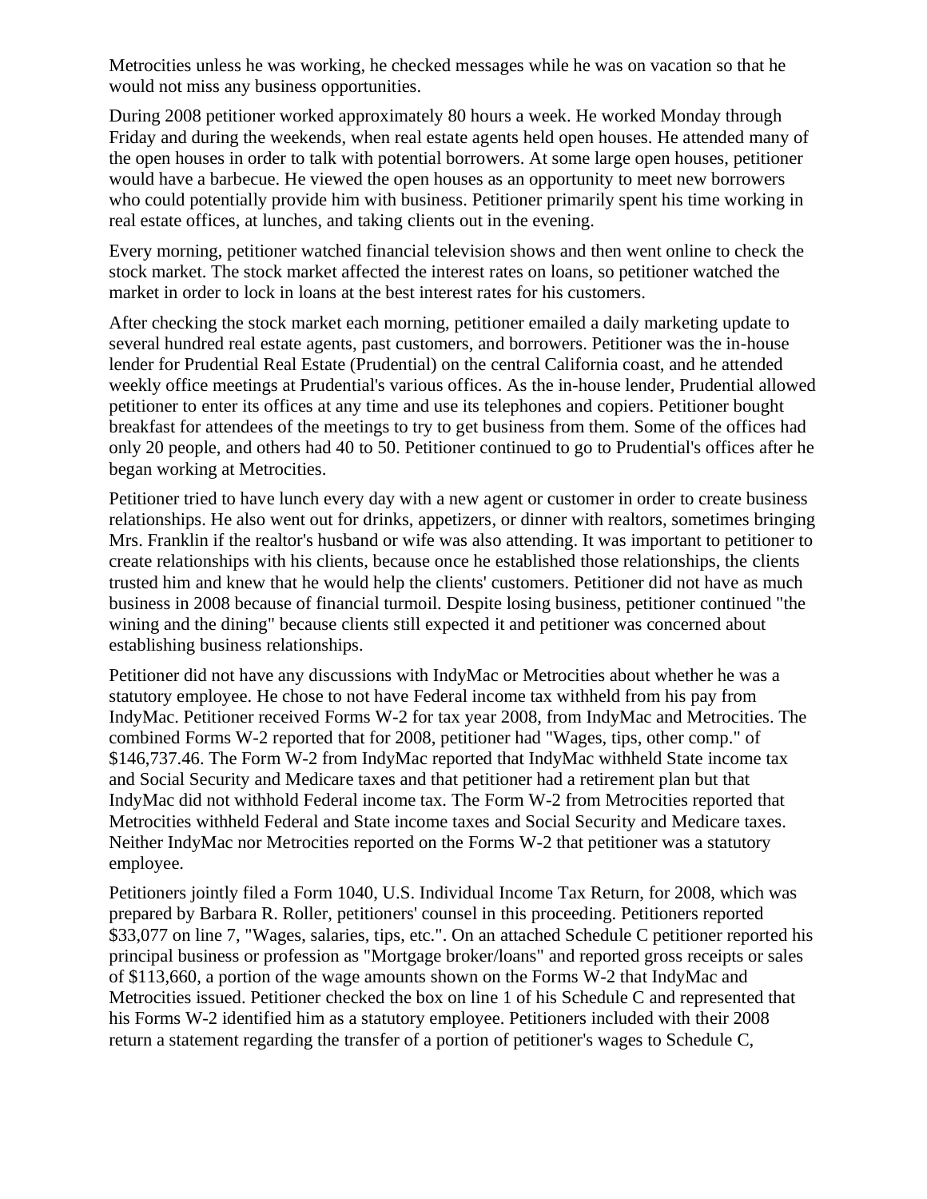Metrocities unless he was working, he checked messages while he was on vacation so that he would not miss any business opportunities.

During 2008 petitioner worked approximately 80 hours a week. He worked Monday through Friday and during the weekends, when real estate agents held open houses. He attended many of the open houses in order to talk with potential borrowers. At some large open houses, petitioner would have a barbecue. He viewed the open houses as an opportunity to meet new borrowers who could potentially provide him with business. Petitioner primarily spent his time working in real estate offices, at lunches, and taking clients out in the evening.

Every morning, petitioner watched financial television shows and then went online to check the stock market. The stock market affected the interest rates on loans, so petitioner watched the market in order to lock in loans at the best interest rates for his customers.

After checking the stock market each morning, petitioner emailed a daily marketing update to several hundred real estate agents, past customers, and borrowers. Petitioner was the in-house lender for Prudential Real Estate (Prudential) on the central California coast, and he attended weekly office meetings at Prudential's various offices. As the in-house lender, Prudential allowed petitioner to enter its offices at any time and use its telephones and copiers. Petitioner bought breakfast for attendees of the meetings to try to get business from them. Some of the offices had only 20 people, and others had 40 to 50. Petitioner continued to go to Prudential's offices after he began working at Metrocities.

Petitioner tried to have lunch every day with a new agent or customer in order to create business relationships. He also went out for drinks, appetizers, or dinner with realtors, sometimes bringing Mrs. Franklin if the realtor's husband or wife was also attending. It was important to petitioner to create relationships with his clients, because once he established those relationships, the clients trusted him and knew that he would help the clients' customers. Petitioner did not have as much business in 2008 because of financial turmoil. Despite losing business, petitioner continued "the wining and the dining" because clients still expected it and petitioner was concerned about establishing business relationships.

Petitioner did not have any discussions with IndyMac or Metrocities about whether he was a statutory employee. He chose to not have Federal income tax withheld from his pay from IndyMac. Petitioner received Forms W-2 for tax year 2008, from IndyMac and Metrocities. The combined Forms W-2 reported that for 2008, petitioner had "Wages, tips, other comp." of $146,737.46. The Form W-2 from IndyMac reported that IndyMac withheld State income tax and Social Security and Medicare taxes and that petitioner had a retirement plan but that IndyMac did not withhold Federal income tax. The Form W-2 from Metrocities reported that Metrocities withheld Federal and State income taxes and Social Security and Medicare taxes. Neither IndyMac nor Metrocities reported on the Forms W-2 that petitioner was a statutory employee.

Petitioners jointly filed a Form 1040, U.S. Individual Income Tax Return, for 2008, which was prepared by Barbara R. Roller, petitioners' counsel in this proceeding. Petitioners reported $33,077 on line 7, "Wages, salaries, tips, etc.". On an attached Schedule C petitioner reported his principal business or profession as "Mortgage broker/loans" and reported gross receipts or sales of $113,660, a portion of the wage amounts shown on the Forms W-2 that IndyMac and Metrocities issued. Petitioner checked the box on line 1 of his Schedule C and represented that his Forms W-2 identified him as a statutory employee. Petitioners included with their 2008 return a statement regarding the transfer of a portion of petitioner's wages to Schedule C,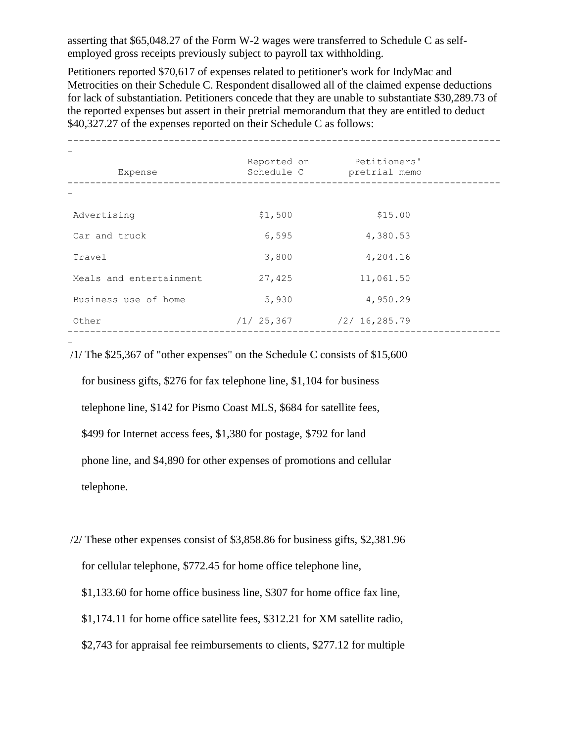asserting that $65,048.27 of the Form W-2 wages were transferred to Schedule C as self-employed gross receipts previously subject to payroll tax withholding.

Petitioners reported $70,617 of expenses related to petitioner's work for IndyMac and Metrocities on their Schedule C. Respondent disallowed all of the claimed expense deductions for lack of substantiation. Petitioners concede that they are unable to substantiate $30,289.73 of the reported expenses but assert in their pretrial memorandum that they are entitled to deduct $40,327.27 of the expenses reported on their Schedule C as follows:

| Expense | Reported on Schedule C | Petitioners' pretrial memo |
|---|---|---|
| Advertising | $1,500 | $15.00 |
| Car and truck | 6,595 | 4,380.53 |
| Travel | 3,800 | 4,204.16 |
| Meals and entertainment | 27,425 | 11,061.50 |
| Business use of home | 5,930 | 4,950.29 |
| Other | /1/ 25,367 | /2/ 16,285.79 |

/1/ The $25,367 of "other expenses" on the Schedule C consists of $15,600 for business gifts, $276 for fax telephone line, $1,104 for business telephone line, $142 for Pismo Coast MLS, $684 for satellite fees, $499 for Internet access fees, $1,380 for postage, $792 for land phone line, and $4,890 for other expenses of promotions and cellular telephone.

/2/ These other expenses consist of $3,858.86 for business gifts, $2,381.96 for cellular telephone, $772.45 for home office telephone line, $1,133.60 for home office business line, $307 for home office fax line, $1,174.11 for home office satellite fees, $312.21 for XM satellite radio, $2,743 for appraisal fee reimbursements to clients, $277.12 for multiple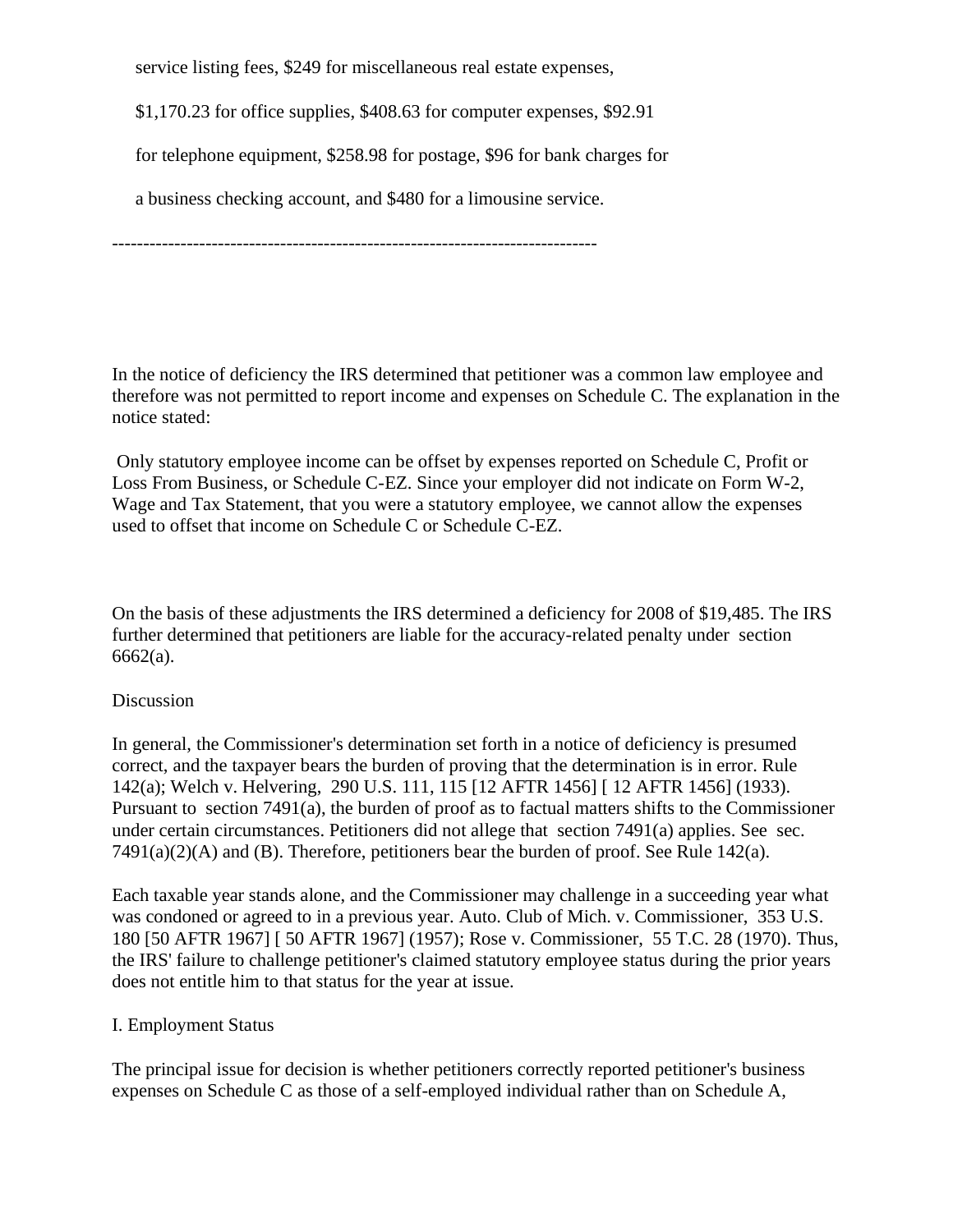service listing fees, $249 for miscellaneous real estate expenses, $1,170.23 for office supplies, $408.63 for computer expenses, $92.91 for telephone equipment, $258.98 for postage, $96 for bank charges for a business checking account, and $480 for a limousine service.

---

In the notice of deficiency the IRS determined that petitioner was a common law employee and therefore was not permitted to report income and expenses on Schedule C. The explanation in the notice stated:

> Only statutory employee income can be offset by expenses reported on Schedule C, Profit or Loss From Business, or Schedule C-EZ. Since your employer did not indicate on Form W-2, Wage and Tax Statement, that you were a statutory employee, we cannot allow the expenses used to offset that income on Schedule C or Schedule C-EZ.

On the basis of these adjustments the IRS determined a deficiency for 2008 of $19,485. The IRS further determined that petitioners are liable for the accuracy-related penalty under section 6662(a).

## Discussion

In general, the Commissioner's determination set forth in a notice of deficiency is presumed correct, and the taxpayer bears the burden of proving that the determination is in error. Rule 142(a); Welch v. Helvering, 290 U.S. 111, 115 [12 AFTR 1456] [ 12 AFTR 1456] (1933). Pursuant to section 7491(a), the burden of proof as to factual matters shifts to the Commissioner under certain circumstances. Petitioners did not allege that section 7491(a) applies. See sec. 7491(a)(2)(A) and (B). Therefore, petitioners bear the burden of proof. See Rule 142(a).

Each taxable year stands alone, and the Commissioner may challenge in a succeeding year what was condoned or agreed to in a previous year. Auto. Club of Mich. v. Commissioner, 353 U.S. 180 [50 AFTR 1967] [ 50 AFTR 1967] (1957); Rose v. Commissioner, 55 T.C. 28 (1970). Thus, the IRS' failure to challenge petitioner's claimed statutory employee status during the prior years does not entitle him to that status for the year at issue.

### I. Employment Status

The principal issue for decision is whether petitioners correctly reported petitioner's business expenses on Schedule C as those of a self-employed individual rather than on Schedule A,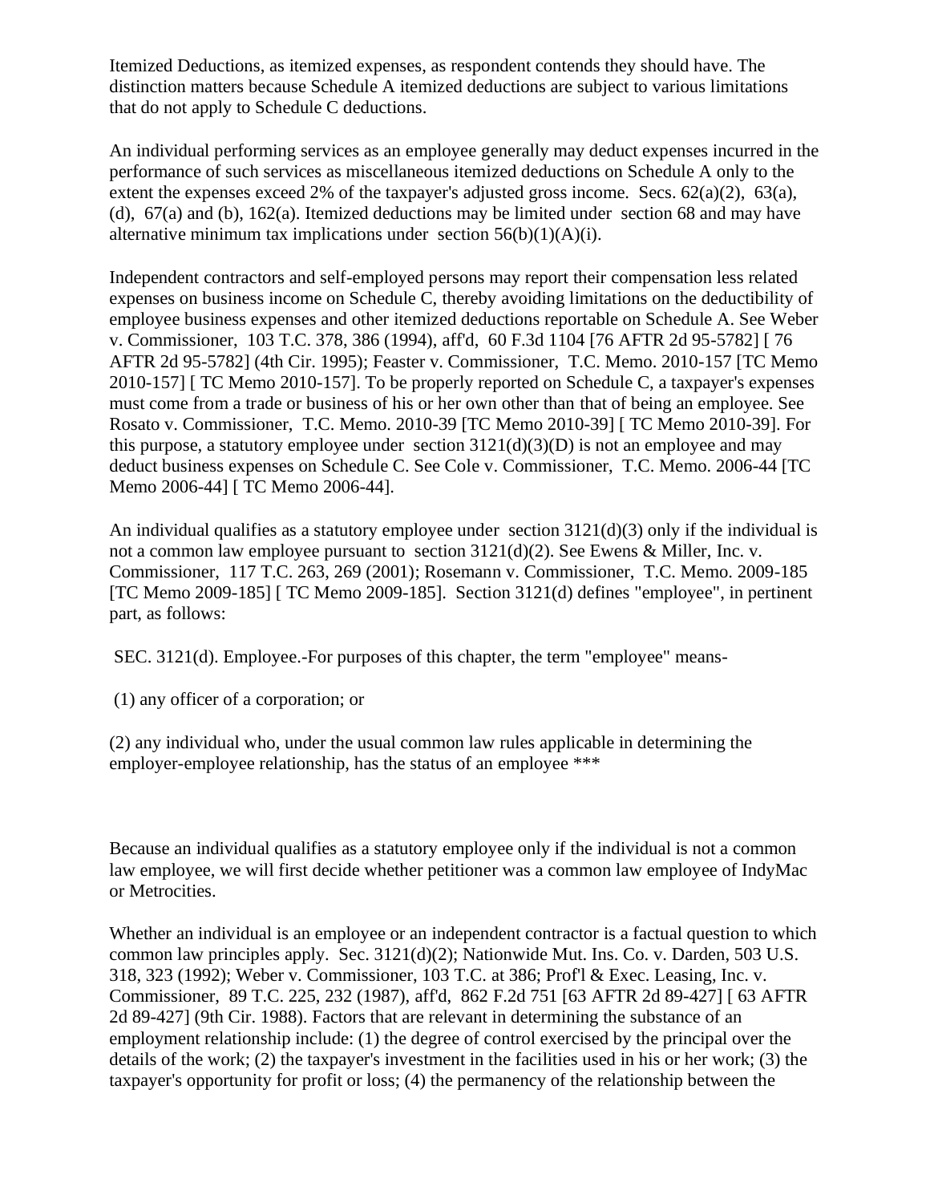Itemized Deductions, as itemized expenses, as respondent contends they should have. The distinction matters because Schedule A itemized deductions are subject to various limitations that do not apply to Schedule C deductions.

An individual performing services as an employee generally may deduct expenses incurred in the performance of such services as miscellaneous itemized deductions on Schedule A only to the extent the expenses exceed 2% of the taxpayer's adjusted gross income. Secs. 62(a)(2), 63(a), (d), 67(a) and (b), 162(a). Itemized deductions may be limited under section 68 and may have alternative minimum tax implications under section 56(b)(1)(A)(i).

Independent contractors and self-employed persons may report their compensation less related expenses on business income on Schedule C, thereby avoiding limitations on the deductibility of employee business expenses and other itemized deductions reportable on Schedule A. See Weber v. Commissioner, 103 T.C. 378, 386 (1994), aff'd, 60 F.3d 1104 [76 AFTR 2d 95-5782] [ 76 AFTR 2d 95-5782] (4th Cir. 1995); Feaster v. Commissioner, T.C. Memo. 2010-157 [TC Memo 2010-157] [ TC Memo 2010-157]. To be properly reported on Schedule C, a taxpayer's expenses must come from a trade or business of his or her own other than that of being an employee. See Rosato v. Commissioner, T.C. Memo. 2010-39 [TC Memo 2010-39] [ TC Memo 2010-39]. For this purpose, a statutory employee under section 3121(d)(3)(D) is not an employee and may deduct business expenses on Schedule C. See Cole v. Commissioner, T.C. Memo. 2006-44 [TC Memo 2006-44] [ TC Memo 2006-44].

An individual qualifies as a statutory employee under section 3121(d)(3) only if the individual is not a common law employee pursuant to section 3121(d)(2). See Ewens & Miller, Inc. v. Commissioner, 117 T.C. 263, 269 (2001); Rosemann v. Commissioner, T.C. Memo. 2009-185 [TC Memo 2009-185] [ TC Memo 2009-185]. Section 3121(d) defines "employee", in pertinent part, as follows:

SEC. 3121(d). Employee.-For purposes of this chapter, the term "employee" means-

(1) any officer of a corporation; or

(2) any individual who, under the usual common law rules applicable in determining the employer-employee relationship, has the status of an employee ***

Because an individual qualifies as a statutory employee only if the individual is not a common law employee, we will first decide whether petitioner was a common law employee of IndyMac or Metrocities.

Whether an individual is an employee or an independent contractor is a factual question to which common law principles apply. Sec. 3121(d)(2); Nationwide Mut. Ins. Co. v. Darden, 503 U.S. 318, 323 (1992); Weber v. Commissioner, 103 T.C. at 386; Prof'l & Exec. Leasing, Inc. v. Commissioner, 89 T.C. 225, 232 (1987), aff'd, 862 F.2d 751 [63 AFTR 2d 89-427] [ 63 AFTR 2d 89-427] (9th Cir. 1988). Factors that are relevant in determining the substance of an employment relationship include: (1) the degree of control exercised by the principal over the details of the work; (2) the taxpayer's investment in the facilities used in his or her work; (3) the taxpayer's opportunity for profit or loss; (4) the permanency of the relationship between the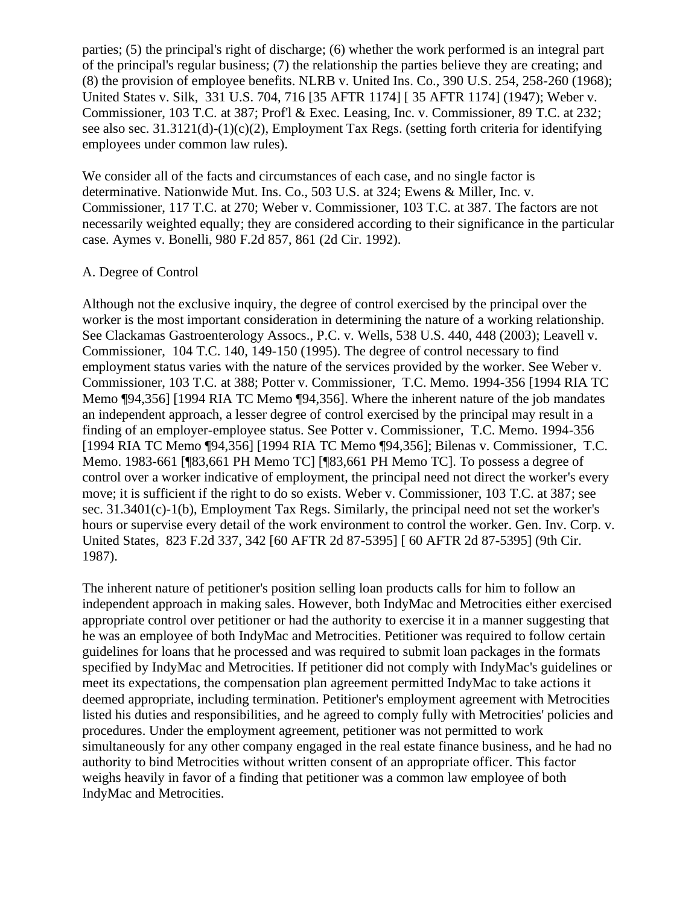parties; (5) the principal's right of discharge; (6) whether the work performed is an integral part of the principal's regular business; (7) the relationship the parties believe they are creating; and (8) the provision of employee benefits. NLRB v. United Ins. Co., 390 U.S. 254, 258-260 (1968); United States v. Silk, 331 U.S. 704, 716 [35 AFTR 1174] [ 35 AFTR 1174] (1947); Weber v. Commissioner, 103 T.C. at 387; Prof'l & Exec. Leasing, Inc. v. Commissioner, 89 T.C. at 232; see also sec. 31.3121(d)-(1)(c)(2), Employment Tax Regs. (setting forth criteria for identifying employees under common law rules).

We consider all of the facts and circumstances of each case, and no single factor is determinative. Nationwide Mut. Ins. Co., 503 U.S. at 324; Ewens & Miller, Inc. v. Commissioner, 117 T.C. at 270; Weber v. Commissioner, 103 T.C. at 387. The factors are not necessarily weighted equally; they are considered according to their significance in the particular case. Aymes v. Bonelli, 980 F.2d 857, 861 (2d Cir. 1992).

A. Degree of Control

Although not the exclusive inquiry, the degree of control exercised by the principal over the worker is the most important consideration in determining the nature of a working relationship. See Clackamas Gastroenterology Assocs., P.C. v. Wells, 538 U.S. 440, 448 (2003); Leavell v. Commissioner, 104 T.C. 140, 149-150 (1995). The degree of control necessary to find employment status varies with the nature of the services provided by the worker. See Weber v. Commissioner, 103 T.C. at 388; Potter v. Commissioner, T.C. Memo. 1994-356 [1994 RIA TC Memo ¶94,356] [1994 RIA TC Memo ¶94,356]. Where the inherent nature of the job mandates an independent approach, a lesser degree of control exercised by the principal may result in a finding of an employer-employee status. See Potter v. Commissioner, T.C. Memo. 1994-356 [1994 RIA TC Memo ¶94,356] [1994 RIA TC Memo ¶94,356]; Bilenas v. Commissioner, T.C. Memo. 1983-661 [¶83,661 PH Memo TC] [¶83,661 PH Memo TC]. To possess a degree of control over a worker indicative of employment, the principal need not direct the worker's every move; it is sufficient if the right to do so exists. Weber v. Commissioner, 103 T.C. at 387; see sec. 31.3401(c)-1(b), Employment Tax Regs. Similarly, the principal need not set the worker's hours or supervise every detail of the work environment to control the worker. Gen. Inv. Corp. v. United States, 823 F.2d 337, 342 [60 AFTR 2d 87-5395] [ 60 AFTR 2d 87-5395] (9th Cir. 1987).

The inherent nature of petitioner's position selling loan products calls for him to follow an independent approach in making sales. However, both IndyMac and Metrocities either exercised appropriate control over petitioner or had the authority to exercise it in a manner suggesting that he was an employee of both IndyMac and Metrocities. Petitioner was required to follow certain guidelines for loans that he processed and was required to submit loan packages in the formats specified by IndyMac and Metrocities. If petitioner did not comply with IndyMac's guidelines or meet its expectations, the compensation plan agreement permitted IndyMac to take actions it deemed appropriate, including termination. Petitioner's employment agreement with Metrocities listed his duties and responsibilities, and he agreed to comply fully with Metrocities' policies and procedures. Under the employment agreement, petitioner was not permitted to work simultaneously for any other company engaged in the real estate finance business, and he had no authority to bind Metrocities without written consent of an appropriate officer. This factor weighs heavily in favor of a finding that petitioner was a common law employee of both IndyMac and Metrocities.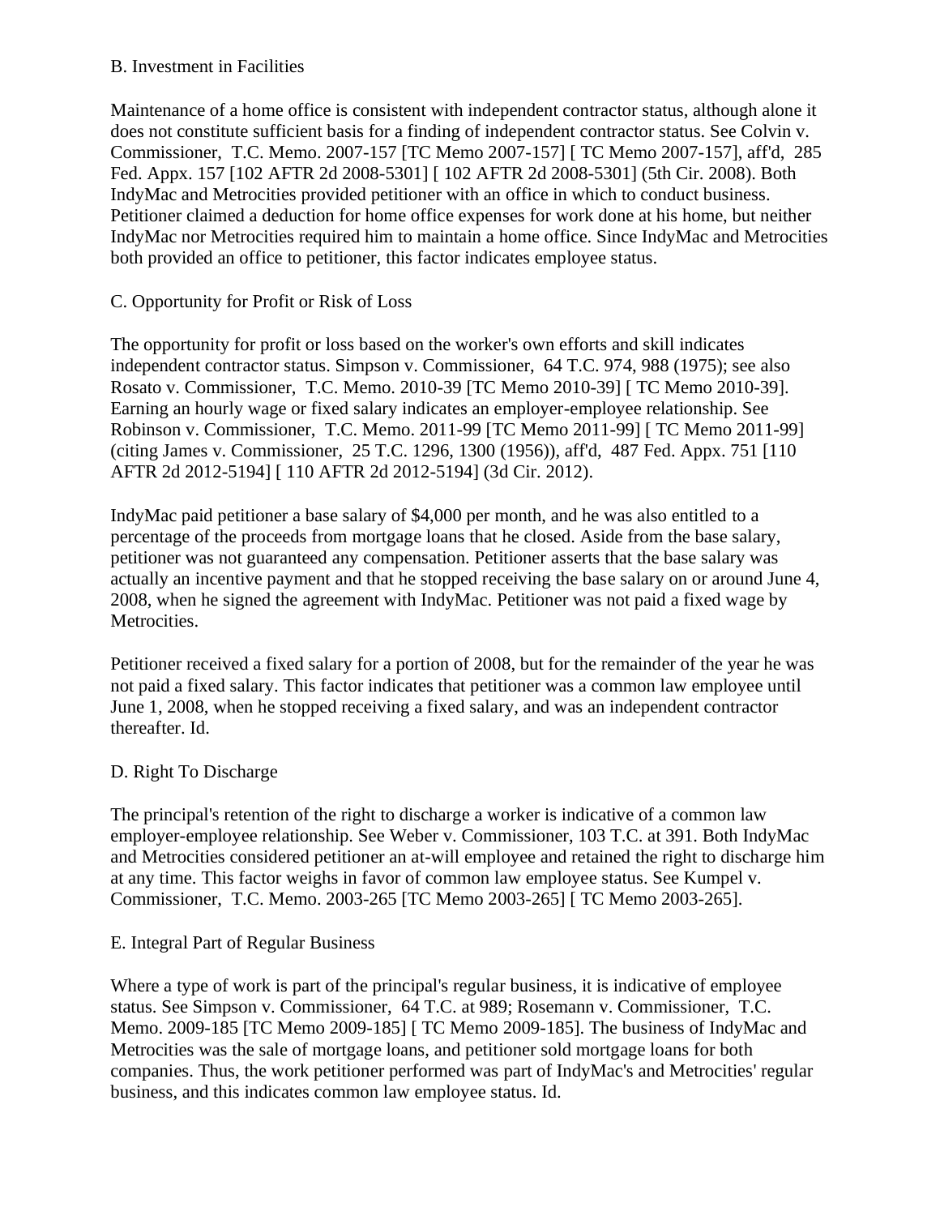### B. Investment in Facilities

Maintenance of a home office is consistent with independent contractor status, although alone it does not constitute sufficient basis for a finding of independent contractor status. See Colvin v. Commissioner, T.C. Memo. 2007-157 [TC Memo 2007-157] [ TC Memo 2007-157], aff'd, 285 Fed. Appx. 157 [102 AFTR 2d 2008-5301] [ 102 AFTR 2d 2008-5301] (5th Cir. 2008). Both IndyMac and Metrocities provided petitioner with an office in which to conduct business. Petitioner claimed a deduction for home office expenses for work done at his home, but neither IndyMac nor Metrocities required him to maintain a home office. Since IndyMac and Metrocities both provided an office to petitioner, this factor indicates employee status.

### C. Opportunity for Profit or Risk of Loss

The opportunity for profit or loss based on the worker's own efforts and skill indicates independent contractor status. Simpson v. Commissioner, 64 T.C. 974, 988 (1975); see also Rosato v. Commissioner, T.C. Memo. 2010-39 [TC Memo 2010-39] [ TC Memo 2010-39]. Earning an hourly wage or fixed salary indicates an employer-employee relationship. See Robinson v. Commissioner, T.C. Memo. 2011-99 [TC Memo 2011-99] [ TC Memo 2011-99] (citing James v. Commissioner, 25 T.C. 1296, 1300 (1956)), aff'd, 487 Fed. Appx. 751 [110 AFTR 2d 2012-5194] [ 110 AFTR 2d 2012-5194] (3d Cir. 2012).

IndyMac paid petitioner a base salary of $4,000 per month, and he was also entitled to a percentage of the proceeds from mortgage loans that he closed. Aside from the base salary, petitioner was not guaranteed any compensation. Petitioner asserts that the base salary was actually an incentive payment and that he stopped receiving the base salary on or around June 4, 2008, when he signed the agreement with IndyMac. Petitioner was not paid a fixed wage by Metrocities.

Petitioner received a fixed salary for a portion of 2008, but for the remainder of the year he was not paid a fixed salary. This factor indicates that petitioner was a common law employee until June 1, 2008, when he stopped receiving a fixed salary, and was an independent contractor thereafter. Id.

### D. Right To Discharge

The principal's retention of the right to discharge a worker is indicative of a common law employer-employee relationship. See Weber v. Commissioner, 103 T.C. at 391. Both IndyMac and Metrocities considered petitioner an at-will employee and retained the right to discharge him at any time. This factor weighs in favor of common law employee status. See Kumpel v. Commissioner, T.C. Memo. 2003-265 [TC Memo 2003-265] [ TC Memo 2003-265].

### E. Integral Part of Regular Business

Where a type of work is part of the principal's regular business, it is indicative of employee status. See Simpson v. Commissioner, 64 T.C. at 989; Rosemann v. Commissioner, T.C. Memo. 2009-185 [TC Memo 2009-185] [ TC Memo 2009-185]. The business of IndyMac and Metrocities was the sale of mortgage loans, and petitioner sold mortgage loans for both companies. Thus, the work petitioner performed was part of IndyMac's and Metrocities' regular business, and this indicates common law employee status. Id.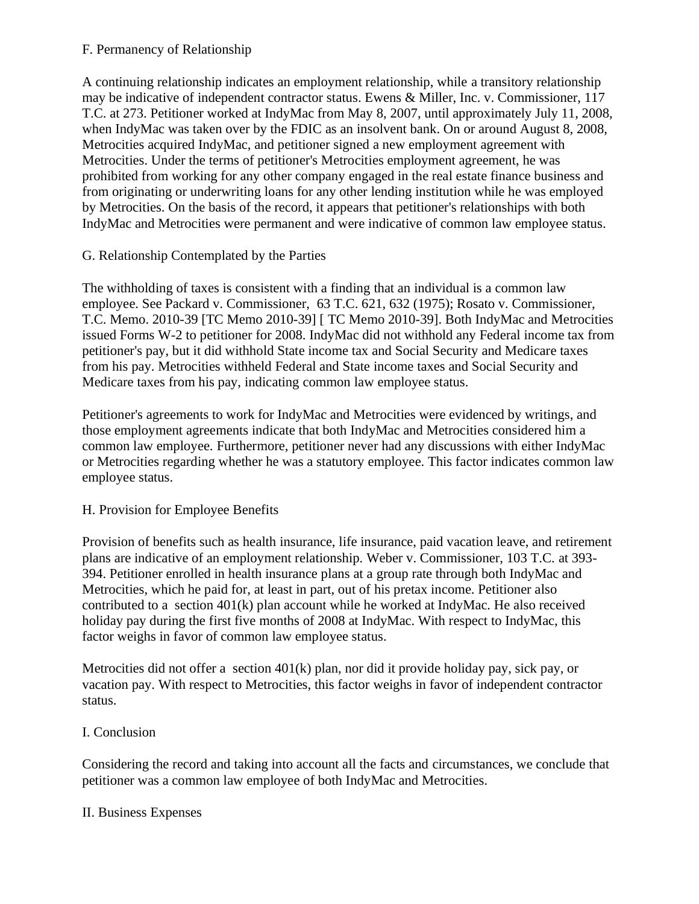F. Permanency of Relationship

A continuing relationship indicates an employment relationship, while a transitory relationship may be indicative of independent contractor status. Ewens & Miller, Inc. v. Commissioner, 117 T.C. at 273. Petitioner worked at IndyMac from May 8, 2007, until approximately July 11, 2008, when IndyMac was taken over by the FDIC as an insolvent bank. On or around August 8, 2008, Metrocities acquired IndyMac, and petitioner signed a new employment agreement with Metrocities. Under the terms of petitioner's Metrocities employment agreement, he was prohibited from working for any other company engaged in the real estate finance business and from originating or underwriting loans for any other lending institution while he was employed by Metrocities. On the basis of the record, it appears that petitioner's relationships with both IndyMac and Metrocities were permanent and were indicative of common law employee status.

G. Relationship Contemplated by the Parties

The withholding of taxes is consistent with a finding that an individual is a common law employee. See Packard v. Commissioner, 63 T.C. 621, 632 (1975); Rosato v. Commissioner, T.C. Memo. 2010-39 [TC Memo 2010-39] [ TC Memo 2010-39]. Both IndyMac and Metrocities issued Forms W-2 to petitioner for 2008. IndyMac did not withhold any Federal income tax from petitioner's pay, but it did withhold State income tax and Social Security and Medicare taxes from his pay. Metrocities withheld Federal and State income taxes and Social Security and Medicare taxes from his pay, indicating common law employee status.

Petitioner's agreements to work for IndyMac and Metrocities were evidenced by writings, and those employment agreements indicate that both IndyMac and Metrocities considered him a common law employee. Furthermore, petitioner never had any discussions with either IndyMac or Metrocities regarding whether he was a statutory employee. This factor indicates common law employee status.

H. Provision for Employee Benefits

Provision of benefits such as health insurance, life insurance, paid vacation leave, and retirement plans are indicative of an employment relationship. Weber v. Commissioner, 103 T.C. at 393-394. Petitioner enrolled in health insurance plans at a group rate through both IndyMac and Metrocities, which he paid for, at least in part, out of his pretax income. Petitioner also contributed to a section 401(k) plan account while he worked at IndyMac. He also received holiday pay during the first five months of 2008 at IndyMac. With respect to IndyMac, this factor weighs in favor of common law employee status.

Metrocities did not offer a section 401(k) plan, nor did it provide holiday pay, sick pay, or vacation pay. With respect to Metrocities, this factor weighs in favor of independent contractor status.

I. Conclusion

Considering the record and taking into account all the facts and circumstances, we conclude that petitioner was a common law employee of both IndyMac and Metrocities.

II. Business Expenses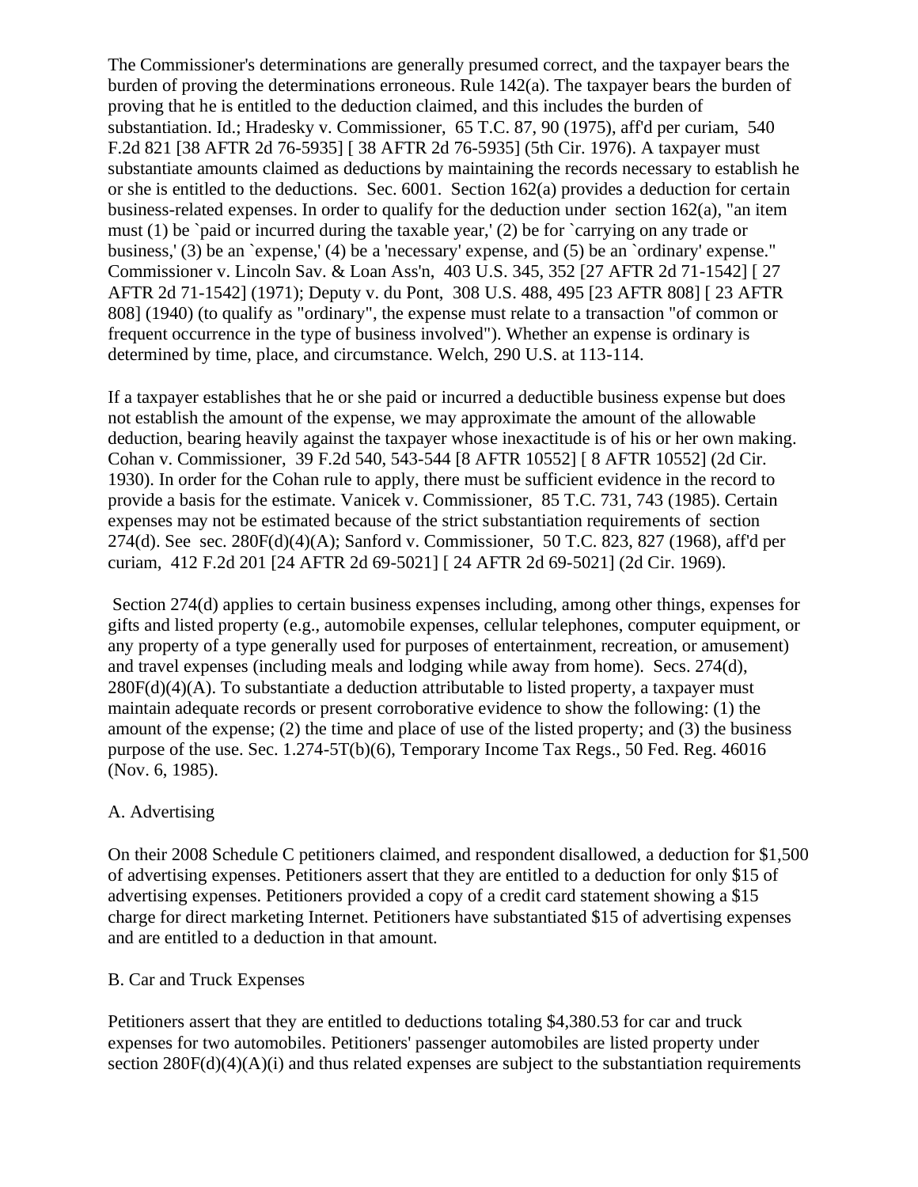The Commissioner's determinations are generally presumed correct, and the taxpayer bears the burden of proving the determinations erroneous. Rule 142(a). The taxpayer bears the burden of proving that he is entitled to the deduction claimed, and this includes the burden of substantiation. Id.; Hradesky v. Commissioner, 65 T.C. 87, 90 (1975), aff'd per curiam, 540 F.2d 821 [38 AFTR 2d 76-5935] [ 38 AFTR 2d 76-5935] (5th Cir. 1976). A taxpayer must substantiate amounts claimed as deductions by maintaining the records necessary to establish he or she is entitled to the deductions. Sec. 6001. Section 162(a) provides a deduction for certain business-related expenses. In order to qualify for the deduction under section 162(a), "an item must (1) be `paid or incurred during the taxable year,' (2) be for `carrying on any trade or business,' (3) be an `expense,' (4) be a 'necessary' expense, and (5) be an `ordinary' expense." Commissioner v. Lincoln Sav. & Loan Ass'n, 403 U.S. 345, 352 [27 AFTR 2d 71-1542] [ 27 AFTR 2d 71-1542] (1971); Deputy v. du Pont, 308 U.S. 488, 495 [23 AFTR 808] [ 23 AFTR 808] (1940) (to qualify as "ordinary", the expense must relate to a transaction "of common or frequent occurrence in the type of business involved"). Whether an expense is ordinary is determined by time, place, and circumstance. Welch, 290 U.S. at 113-114.

If a taxpayer establishes that he or she paid or incurred a deductible business expense but does not establish the amount of the expense, we may approximate the amount of the allowable deduction, bearing heavily against the taxpayer whose inexactitude is of his or her own making. Cohan v. Commissioner, 39 F.2d 540, 543-544 [8 AFTR 10552] [ 8 AFTR 10552] (2d Cir. 1930). In order for the Cohan rule to apply, there must be sufficient evidence in the record to provide a basis for the estimate. Vanicek v. Commissioner, 85 T.C. 731, 743 (1985). Certain expenses may not be estimated because of the strict substantiation requirements of section 274(d). See sec. 280F(d)(4)(A); Sanford v. Commissioner, 50 T.C. 823, 827 (1968), aff'd per curiam, 412 F.2d 201 [24 AFTR 2d 69-5021] [ 24 AFTR 2d 69-5021] (2d Cir. 1969).

Section 274(d) applies to certain business expenses including, among other things, expenses for gifts and listed property (e.g., automobile expenses, cellular telephones, computer equipment, or any property of a type generally used for purposes of entertainment, recreation, or amusement) and travel expenses (including meals and lodging while away from home). Secs. 274(d), 280F(d)(4)(A). To substantiate a deduction attributable to listed property, a taxpayer must maintain adequate records or present corroborative evidence to show the following: (1) the amount of the expense; (2) the time and place of use of the listed property; and (3) the business purpose of the use. Sec. 1.274-5T(b)(6), Temporary Income Tax Regs., 50 Fed. Reg. 46016 (Nov. 6, 1985).

A. Advertising

On their 2008 Schedule C petitioners claimed, and respondent disallowed, a deduction for $1,500 of advertising expenses. Petitioners assert that they are entitled to a deduction for only $15 of advertising expenses. Petitioners provided a copy of a credit card statement showing a $15 charge for direct marketing Internet. Petitioners have substantiated $15 of advertising expenses and are entitled to a deduction in that amount.

B. Car and Truck Expenses

Petitioners assert that they are entitled to deductions totaling $4,380.53 for car and truck expenses for two automobiles. Petitioners' passenger automobiles are listed property under section 280F(d)(4)(A)(i) and thus related expenses are subject to the substantiation requirements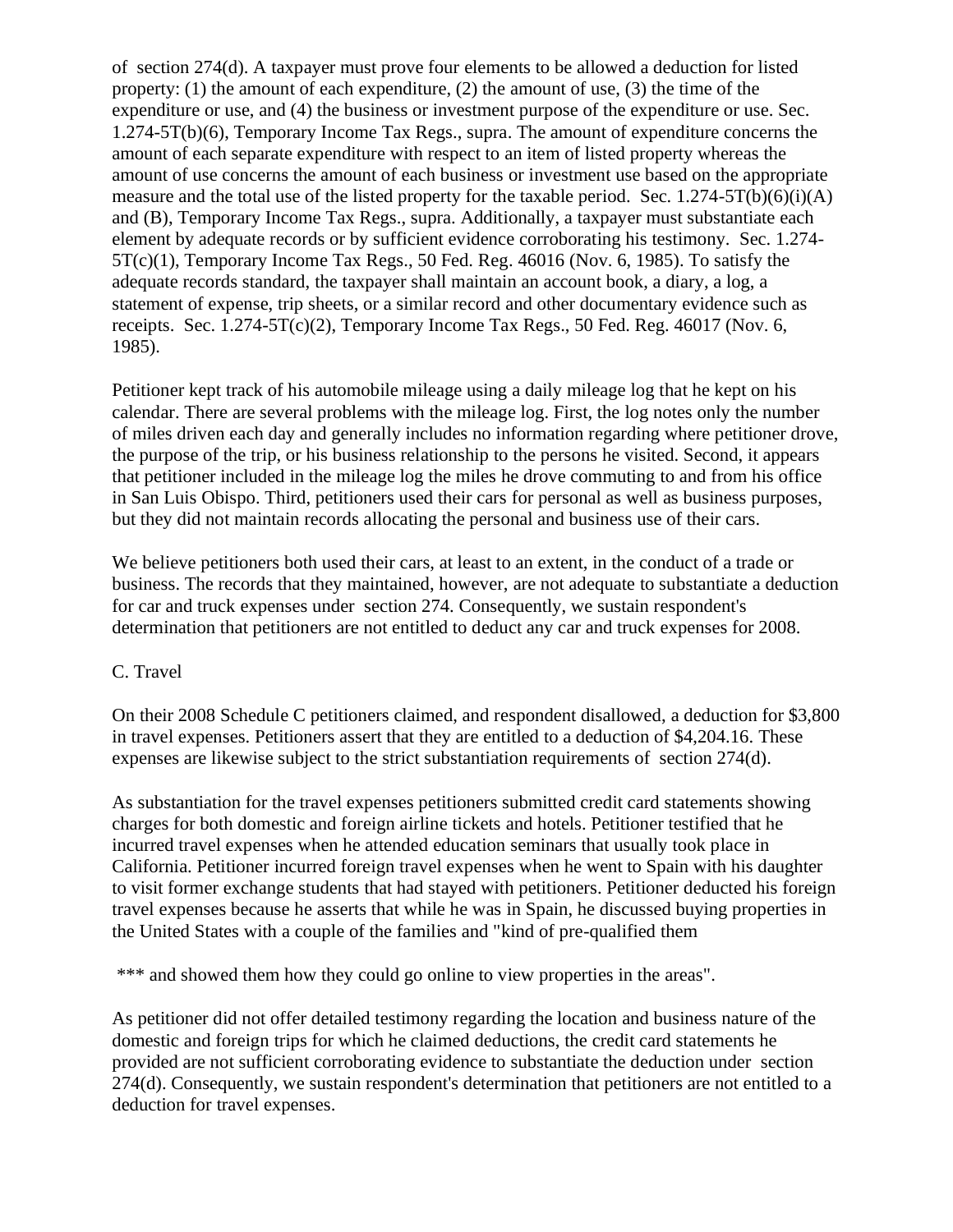of section 274(d). A taxpayer must prove four elements to be allowed a deduction for listed property: (1) the amount of each expenditure, (2) the amount of use, (3) the time of the expenditure or use, and (4) the business or investment purpose of the expenditure or use. Sec. 1.274-5T(b)(6), Temporary Income Tax Regs., supra. The amount of expenditure concerns the amount of each separate expenditure with respect to an item of listed property whereas the amount of use concerns the amount of each business or investment use based on the appropriate measure and the total use of the listed property for the taxable period. Sec. 1.274-5T(b)(6)(i)(A) and (B), Temporary Income Tax Regs., supra. Additionally, a taxpayer must substantiate each element by adequate records or by sufficient evidence corroborating his testimony. Sec. 1.274-5T(c)(1), Temporary Income Tax Regs., 50 Fed. Reg. 46016 (Nov. 6, 1985). To satisfy the adequate records standard, the taxpayer shall maintain an account book, a diary, a log, a statement of expense, trip sheets, or a similar record and other documentary evidence such as receipts. Sec. 1.274-5T(c)(2), Temporary Income Tax Regs., 50 Fed. Reg. 46017 (Nov. 6, 1985).

Petitioner kept track of his automobile mileage using a daily mileage log that he kept on his calendar. There are several problems with the mileage log. First, the log notes only the number of miles driven each day and generally includes no information regarding where petitioner drove, the purpose of the trip, or his business relationship to the persons he visited. Second, it appears that petitioner included in the mileage log the miles he drove commuting to and from his office in San Luis Obispo. Third, petitioners used their cars for personal as well as business purposes, but they did not maintain records allocating the personal and business use of their cars.

We believe petitioners both used their cars, at least to an extent, in the conduct of a trade or business. The records that they maintained, however, are not adequate to substantiate a deduction for car and truck expenses under section 274. Consequently, we sustain respondent's determination that petitioners are not entitled to deduct any car and truck expenses for 2008.

C. Travel

On their 2008 Schedule C petitioners claimed, and respondent disallowed, a deduction for $3,800 in travel expenses. Petitioners assert that they are entitled to a deduction of $4,204.16. These expenses are likewise subject to the strict substantiation requirements of section 274(d).

As substantiation for the travel expenses petitioners submitted credit card statements showing charges for both domestic and foreign airline tickets and hotels. Petitioner testified that he incurred travel expenses when he attended education seminars that usually took place in California. Petitioner incurred foreign travel expenses when he went to Spain with his daughter to visit former exchange students that had stayed with petitioners. Petitioner deducted his foreign travel expenses because he asserts that while he was in Spain, he discussed buying properties in the United States with a couple of the families and "kind of pre-qualified them

*** and showed them how they could go online to view properties in the areas".

As petitioner did not offer detailed testimony regarding the location and business nature of the domestic and foreign trips for which he claimed deductions, the credit card statements he provided are not sufficient corroborating evidence to substantiate the deduction under section 274(d). Consequently, we sustain respondent's determination that petitioners are not entitled to a deduction for travel expenses.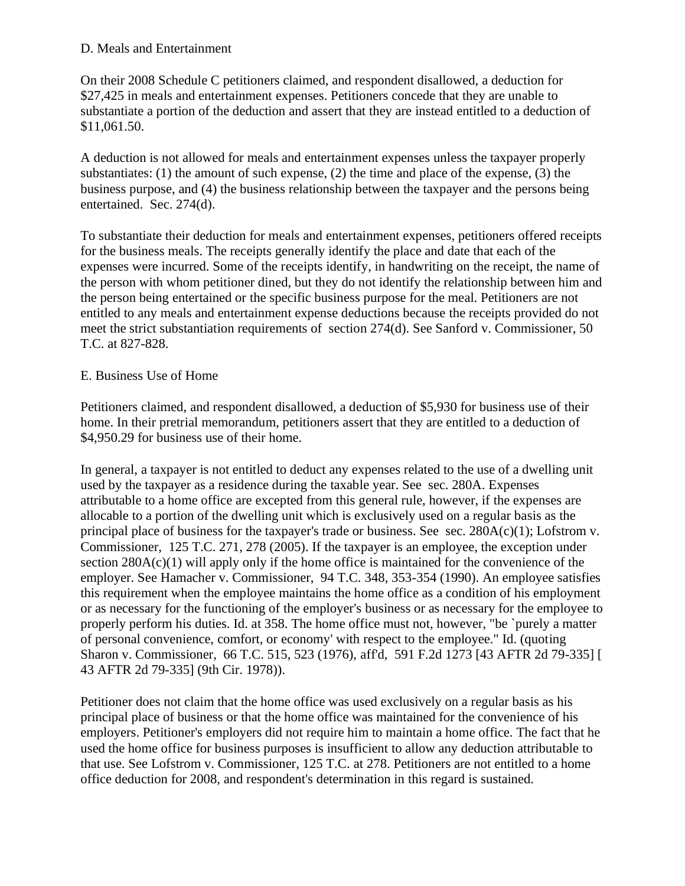D. Meals and Entertainment

On their 2008 Schedule C petitioners claimed, and respondent disallowed, a deduction for $27,425 in meals and entertainment expenses. Petitioners concede that they are unable to substantiate a portion of the deduction and assert that they are instead entitled to a deduction of $11,061.50.

A deduction is not allowed for meals and entertainment expenses unless the taxpayer properly substantiates: (1) the amount of such expense, (2) the time and place of the expense, (3) the business purpose, and (4) the business relationship between the taxpayer and the persons being entertained. Sec. 274(d).

To substantiate their deduction for meals and entertainment expenses, petitioners offered receipts for the business meals. The receipts generally identify the place and date that each of the expenses were incurred. Some of the receipts identify, in handwriting on the receipt, the name of the person with whom petitioner dined, but they do not identify the relationship between him and the person being entertained or the specific business purpose for the meal. Petitioners are not entitled to any meals and entertainment expense deductions because the receipts provided do not meet the strict substantiation requirements of section 274(d). See Sanford v. Commissioner, 50 T.C. at 827-828.

E. Business Use of Home

Petitioners claimed, and respondent disallowed, a deduction of $5,930 for business use of their home. In their pretrial memorandum, petitioners assert that they are entitled to a deduction of $4,950.29 for business use of their home.

In general, a taxpayer is not entitled to deduct any expenses related to the use of a dwelling unit used by the taxpayer as a residence during the taxable year. See sec. 280A. Expenses attributable to a home office are excepted from this general rule, however, if the expenses are allocable to a portion of the dwelling unit which is exclusively used on a regular basis as the principal place of business for the taxpayer's trade or business. See sec. 280A(c)(1); Lofstrom v. Commissioner, 125 T.C. 271, 278 (2005). If the taxpayer is an employee, the exception under section 280A(c)(1) will apply only if the home office is maintained for the convenience of the employer. See Hamacher v. Commissioner, 94 T.C. 348, 353-354 (1990). An employee satisfies this requirement when the employee maintains the home office as a condition of his employment or as necessary for the functioning of the employer's business or as necessary for the employee to properly perform his duties. Id. at 358. The home office must not, however, "be `purely a matter of personal convenience, comfort, or economy' with respect to the employee." Id. (quoting Sharon v. Commissioner, 66 T.C. 515, 523 (1976), aff'd, 591 F.2d 1273 [43 AFTR 2d 79-335] [ 43 AFTR 2d 79-335] (9th Cir. 1978)).

Petitioner does not claim that the home office was used exclusively on a regular basis as his principal place of business or that the home office was maintained for the convenience of his employers. Petitioner's employers did not require him to maintain a home office. The fact that he used the home office for business purposes is insufficient to allow any deduction attributable to that use. See Lofstrom v. Commissioner, 125 T.C. at 278. Petitioners are not entitled to a home office deduction for 2008, and respondent's determination in this regard is sustained.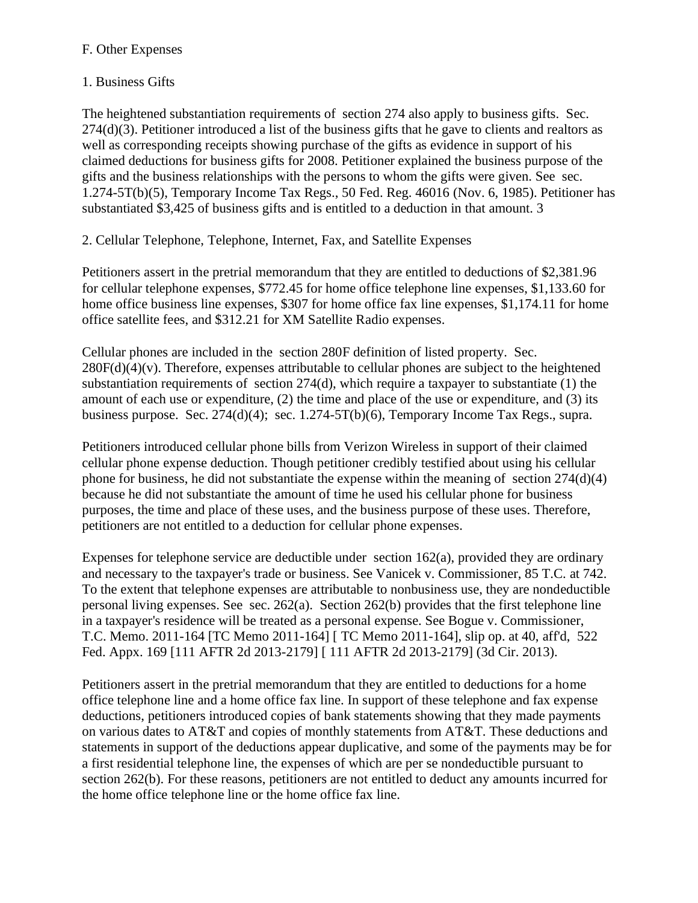## F. Other Expenses

### 1. Business Gifts

The heightened substantiation requirements of section 274 also apply to business gifts. Sec. 274(d)(3). Petitioner introduced a list of the business gifts that he gave to clients and realtors as well as corresponding receipts showing purchase of the gifts as evidence in support of his claimed deductions for business gifts for 2008. Petitioner explained the business purpose of the gifts and the business relationships with the persons to whom the gifts were given. See sec. 1.274-5T(b)(5), Temporary Income Tax Regs., 50 Fed. Reg. 46016 (Nov. 6, 1985). Petitioner has substantiated $3,425 of business gifts and is entitled to a deduction in that amount. 3

### 2. Cellular Telephone, Telephone, Internet, Fax, and Satellite Expenses

Petitioners assert in the pretrial memorandum that they are entitled to deductions of $2,381.96 for cellular telephone expenses, $772.45 for home office telephone line expenses, $1,133.60 for home office business line expenses, $307 for home office fax line expenses, $1,174.11 for home office satellite fees, and $312.21 for XM Satellite Radio expenses.

Cellular phones are included in the section 280F definition of listed property. Sec. 280F(d)(4)(v). Therefore, expenses attributable to cellular phones are subject to the heightened substantiation requirements of section 274(d), which require a taxpayer to substantiate (1) the amount of each use or expenditure, (2) the time and place of the use or expenditure, and (3) its business purpose. Sec. 274(d)(4); sec. 1.274-5T(b)(6), Temporary Income Tax Regs., supra.

Petitioners introduced cellular phone bills from Verizon Wireless in support of their claimed cellular phone expense deduction. Though petitioner credibly testified about using his cellular phone for business, he did not substantiate the expense within the meaning of section 274(d)(4) because he did not substantiate the amount of time he used his cellular phone for business purposes, the time and place of these uses, and the business purpose of these uses. Therefore, petitioners are not entitled to a deduction for cellular phone expenses.

Expenses for telephone service are deductible under section 162(a), provided they are ordinary and necessary to the taxpayer's trade or business. See Vanicek v. Commissioner, 85 T.C. at 742. To the extent that telephone expenses are attributable to nonbusiness use, they are nondeductible personal living expenses. See sec. 262(a). Section 262(b) provides that the first telephone line in a taxpayer's residence will be treated as a personal expense. See Bogue v. Commissioner, T.C. Memo. 2011-164 [TC Memo 2011-164] [ TC Memo 2011-164], slip op. at 40, aff'd, 522 Fed. Appx. 169 [111 AFTR 2d 2013-2179] [ 111 AFTR 2d 2013-2179] (3d Cir. 2013).

Petitioners assert in the pretrial memorandum that they are entitled to deductions for a home office telephone line and a home office fax line. In support of these telephone and fax expense deductions, petitioners introduced copies of bank statements showing that they made payments on various dates to AT&T and copies of monthly statements from AT&T. These deductions and statements in support of the deductions appear duplicative, and some of the payments may be for a first residential telephone line, the expenses of which are per se nondeductible pursuant to section 262(b). For these reasons, petitioners are not entitled to deduct any amounts incurred for the home office telephone line or the home office fax line.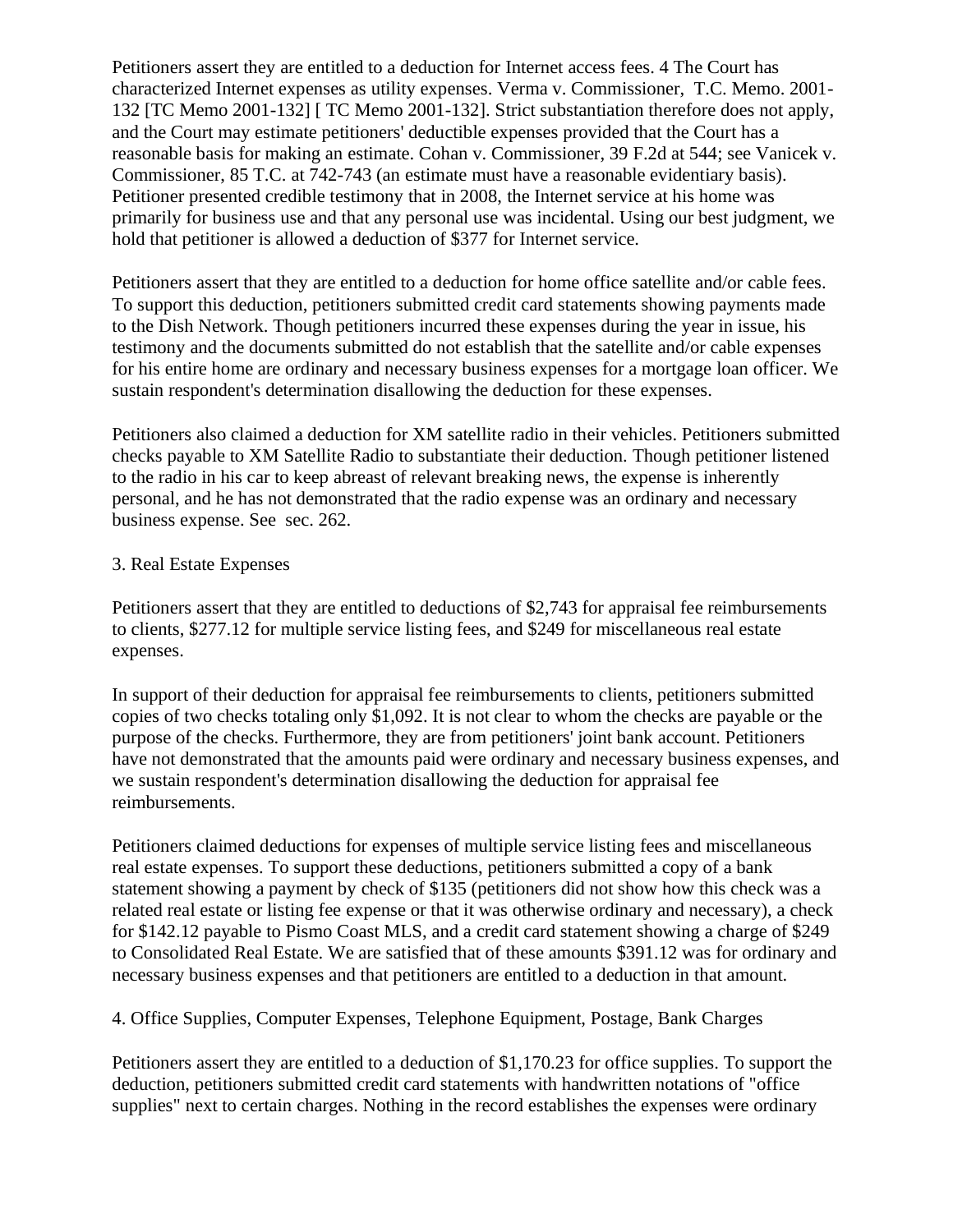Petitioners assert they are entitled to a deduction for Internet access fees. 4 The Court has characterized Internet expenses as utility expenses. Verma v. Commissioner, T.C. Memo. 2001-132 [TC Memo 2001-132] [ TC Memo 2001-132]. Strict substantiation therefore does not apply, and the Court may estimate petitioners' deductible expenses provided that the Court has a reasonable basis for making an estimate. Cohan v. Commissioner, 39 F.2d at 544; see Vanicek v. Commissioner, 85 T.C. at 742-743 (an estimate must have a reasonable evidentiary basis). Petitioner presented credible testimony that in 2008, the Internet service at his home was primarily for business use and that any personal use was incidental. Using our best judgment, we hold that petitioner is allowed a deduction of $377 for Internet service.

Petitioners assert that they are entitled to a deduction for home office satellite and/or cable fees. To support this deduction, petitioners submitted credit card statements showing payments made to the Dish Network. Though petitioners incurred these expenses during the year in issue, his testimony and the documents submitted do not establish that the satellite and/or cable expenses for his entire home are ordinary and necessary business expenses for a mortgage loan officer. We sustain respondent's determination disallowing the deduction for these expenses.

Petitioners also claimed a deduction for XM satellite radio in their vehicles. Petitioners submitted checks payable to XM Satellite Radio to substantiate their deduction. Though petitioner listened to the radio in his car to keep abreast of relevant breaking news, the expense is inherently personal, and he has not demonstrated that the radio expense was an ordinary and necessary business expense. See sec. 262.

3. Real Estate Expenses

Petitioners assert that they are entitled to deductions of $2,743 for appraisal fee reimbursements to clients, $277.12 for multiple service listing fees, and $249 for miscellaneous real estate expenses.

In support of their deduction for appraisal fee reimbursements to clients, petitioners submitted copies of two checks totaling only $1,092. It is not clear to whom the checks are payable or the purpose of the checks. Furthermore, they are from petitioners' joint bank account. Petitioners have not demonstrated that the amounts paid were ordinary and necessary business expenses, and we sustain respondent's determination disallowing the deduction for appraisal fee reimbursements.

Petitioners claimed deductions for expenses of multiple service listing fees and miscellaneous real estate expenses. To support these deductions, petitioners submitted a copy of a bank statement showing a payment by check of $135 (petitioners did not show how this check was a related real estate or listing fee expense or that it was otherwise ordinary and necessary), a check for $142.12 payable to Pismo Coast MLS, and a credit card statement showing a charge of $249 to Consolidated Real Estate. We are satisfied that of these amounts $391.12 was for ordinary and necessary business expenses and that petitioners are entitled to a deduction in that amount.

4. Office Supplies, Computer Expenses, Telephone Equipment, Postage, Bank Charges

Petitioners assert they are entitled to a deduction of $1,170.23 for office supplies. To support the deduction, petitioners submitted credit card statements with handwritten notations of "office supplies" next to certain charges. Nothing in the record establishes the expenses were ordinary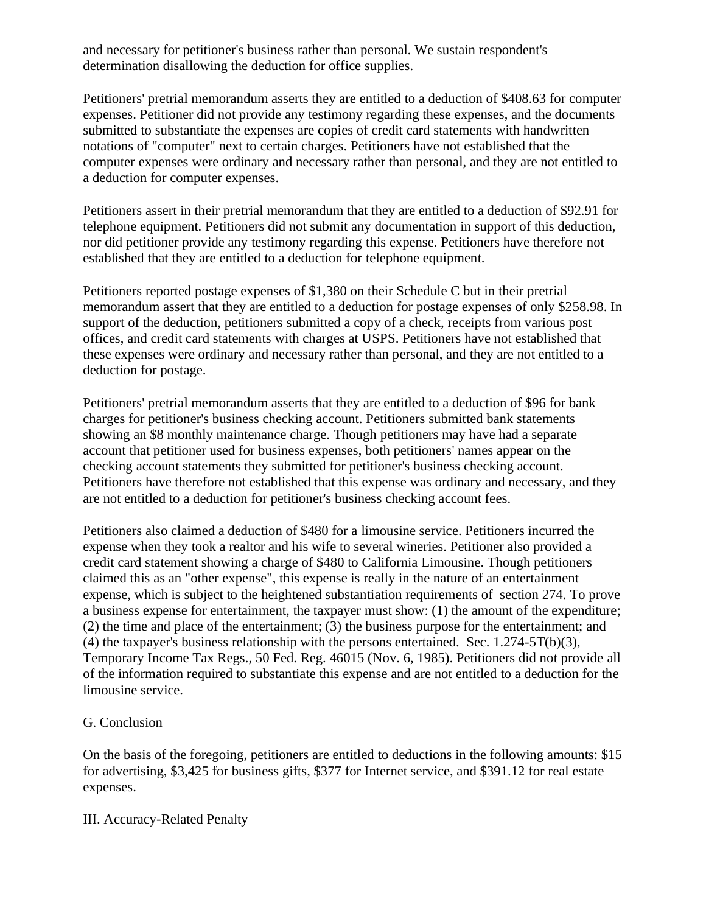and necessary for petitioner's business rather than personal. We sustain respondent's determination disallowing the deduction for office supplies.

Petitioners' pretrial memorandum asserts they are entitled to a deduction of $408.63 for computer expenses. Petitioner did not provide any testimony regarding these expenses, and the documents submitted to substantiate the expenses are copies of credit card statements with handwritten notations of "computer" next to certain charges. Petitioners have not established that the computer expenses were ordinary and necessary rather than personal, and they are not entitled to a deduction for computer expenses.

Petitioners assert in their pretrial memorandum that they are entitled to a deduction of $92.91 for telephone equipment. Petitioners did not submit any documentation in support of this deduction, nor did petitioner provide any testimony regarding this expense. Petitioners have therefore not established that they are entitled to a deduction for telephone equipment.

Petitioners reported postage expenses of $1,380 on their Schedule C but in their pretrial memorandum assert that they are entitled to a deduction for postage expenses of only $258.98. In support of the deduction, petitioners submitted a copy of a check, receipts from various post offices, and credit card statements with charges at USPS. Petitioners have not established that these expenses were ordinary and necessary rather than personal, and they are not entitled to a deduction for postage.

Petitioners' pretrial memorandum asserts that they are entitled to a deduction of $96 for bank charges for petitioner's business checking account. Petitioners submitted bank statements showing an $8 monthly maintenance charge. Though petitioners may have had a separate account that petitioner used for business expenses, both petitioners' names appear on the checking account statements they submitted for petitioner's business checking account. Petitioners have therefore not established that this expense was ordinary and necessary, and they are not entitled to a deduction for petitioner's business checking account fees.

Petitioners also claimed a deduction of $480 for a limousine service. Petitioners incurred the expense when they took a realtor and his wife to several wineries. Petitioner also provided a credit card statement showing a charge of $480 to California Limousine. Though petitioners claimed this as an "other expense", this expense is really in the nature of an entertainment expense, which is subject to the heightened substantiation requirements of section 274. To prove a business expense for entertainment, the taxpayer must show: (1) the amount of the expenditure; (2) the time and place of the entertainment; (3) the business purpose for the entertainment; and (4) the taxpayer's business relationship with the persons entertained. Sec. 1.274-5T(b)(3), Temporary Income Tax Regs., 50 Fed. Reg. 46015 (Nov. 6, 1985). Petitioners did not provide all of the information required to substantiate this expense and are not entitled to a deduction for the limousine service.

G. Conclusion

On the basis of the foregoing, petitioners are entitled to deductions in the following amounts: $15 for advertising, $3,425 for business gifts, $377 for Internet service, and $391.12 for real estate expenses.

III. Accuracy-Related Penalty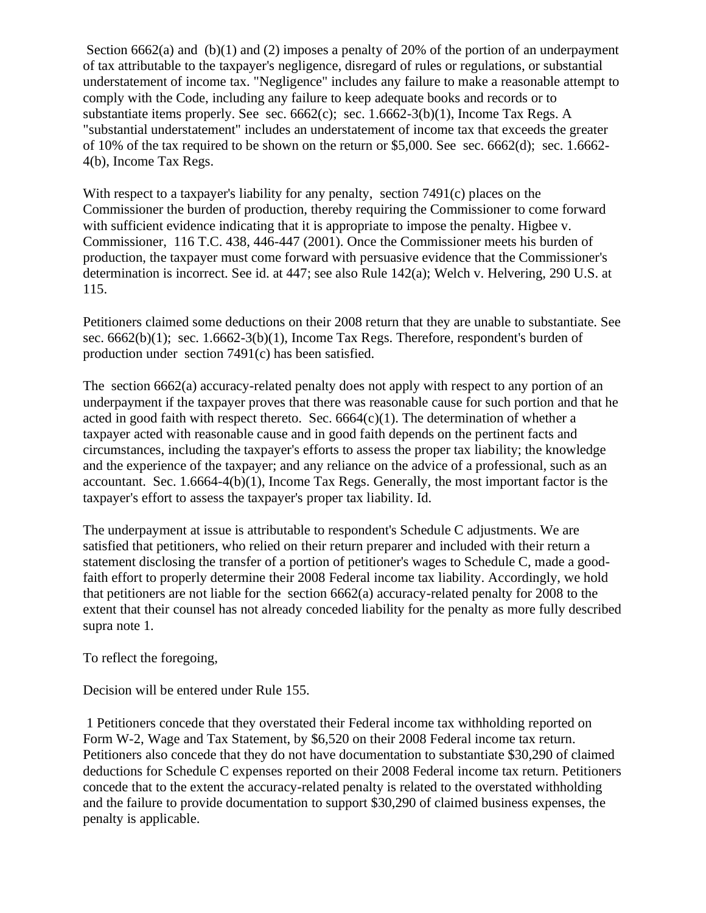Section 6662(a) and (b)(1) and (2) imposes a penalty of 20% of the portion of an underpayment of tax attributable to the taxpayer's negligence, disregard of rules or regulations, or substantial understatement of income tax. "Negligence" includes any failure to make a reasonable attempt to comply with the Code, including any failure to keep adequate books and records or to substantiate items properly. See sec. 6662(c); sec. 1.6662-3(b)(1), Income Tax Regs. A "substantial understatement" includes an understatement of income tax that exceeds the greater of 10% of the tax required to be shown on the return or $5,000. See sec. 6662(d); sec. 1.6662-4(b), Income Tax Regs.

With respect to a taxpayer's liability for any penalty, section 7491(c) places on the Commissioner the burden of production, thereby requiring the Commissioner to come forward with sufficient evidence indicating that it is appropriate to impose the penalty. Higbee v. Commissioner, 116 T.C. 438, 446-447 (2001). Once the Commissioner meets his burden of production, the taxpayer must come forward with persuasive evidence that the Commissioner's determination is incorrect. See id. at 447; see also Rule 142(a); Welch v. Helvering, 290 U.S. at 115.

Petitioners claimed some deductions on their 2008 return that they are unable to substantiate. See sec. 6662(b)(1); sec. 1.6662-3(b)(1), Income Tax Regs. Therefore, respondent's burden of production under section 7491(c) has been satisfied.

The section 6662(a) accuracy-related penalty does not apply with respect to any portion of an underpayment if the taxpayer proves that there was reasonable cause for such portion and that he acted in good faith with respect thereto. Sec. 6664(c)(1). The determination of whether a taxpayer acted with reasonable cause and in good faith depends on the pertinent facts and circumstances, including the taxpayer's efforts to assess the proper tax liability; the knowledge and the experience of the taxpayer; and any reliance on the advice of a professional, such as an accountant. Sec. 1.6664-4(b)(1), Income Tax Regs. Generally, the most important factor is the taxpayer's effort to assess the taxpayer's proper tax liability. Id.

The underpayment at issue is attributable to respondent's Schedule C adjustments. We are satisfied that petitioners, who relied on their return preparer and included with their return a statement disclosing the transfer of a portion of petitioner's wages to Schedule C, made a good-faith effort to properly determine their 2008 Federal income tax liability. Accordingly, we hold that petitioners are not liable for the section 6662(a) accuracy-related penalty for 2008 to the extent that their counsel has not already conceded liability for the penalty as more fully described supra note 1.

To reflect the foregoing,

Decision will be entered under Rule 155.

1 Petitioners concede that they overstated their Federal income tax withholding reported on Form W-2, Wage and Tax Statement, by $6,520 on their 2008 Federal income tax return. Petitioners also concede that they do not have documentation to substantiate $30,290 of claimed deductions for Schedule C expenses reported on their 2008 Federal income tax return. Petitioners concede that to the extent the accuracy-related penalty is related to the overstated withholding and the failure to provide documentation to support $30,290 of claimed business expenses, the penalty is applicable.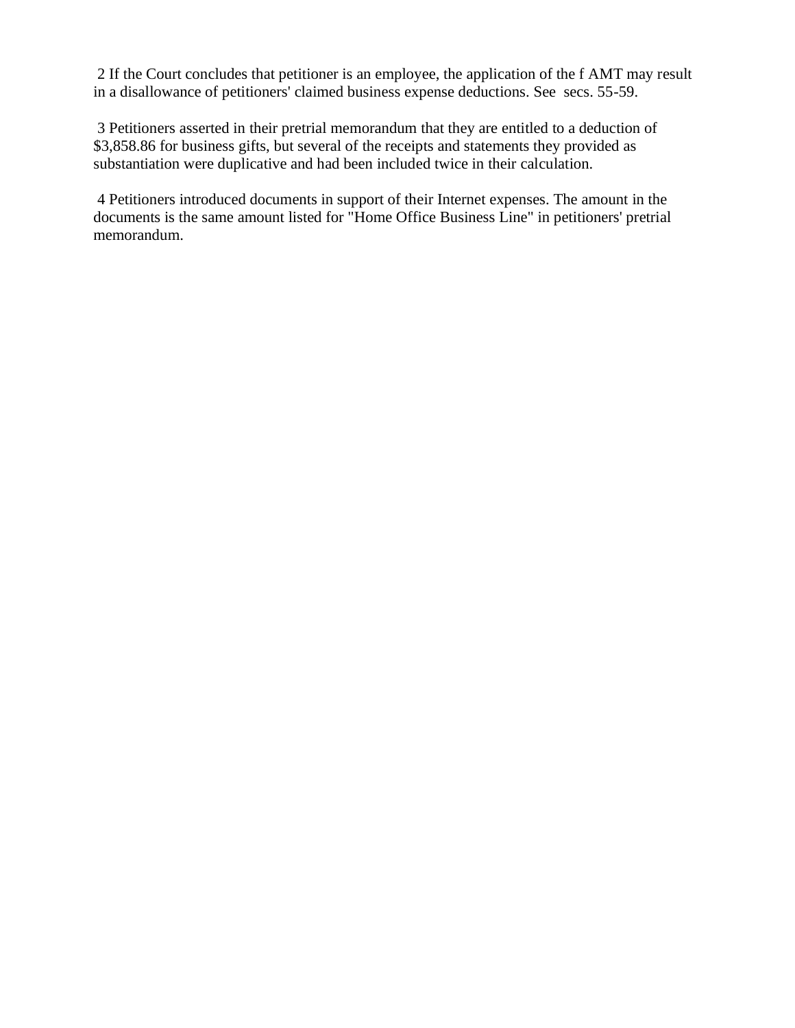2 If the Court concludes that petitioner is an employee, the application of the f AMT may result in a disallowance of petitioners' claimed business expense deductions. See secs. 55-59.

3 Petitioners asserted in their pretrial memorandum that they are entitled to a deduction of $3,858.86 for business gifts, but several of the receipts and statements they provided as substantiation were duplicative and had been included twice in their calculation.

4 Petitioners introduced documents in support of their Internet expenses. The amount in the documents is the same amount listed for "Home Office Business Line" in petitioners' pretrial memorandum.